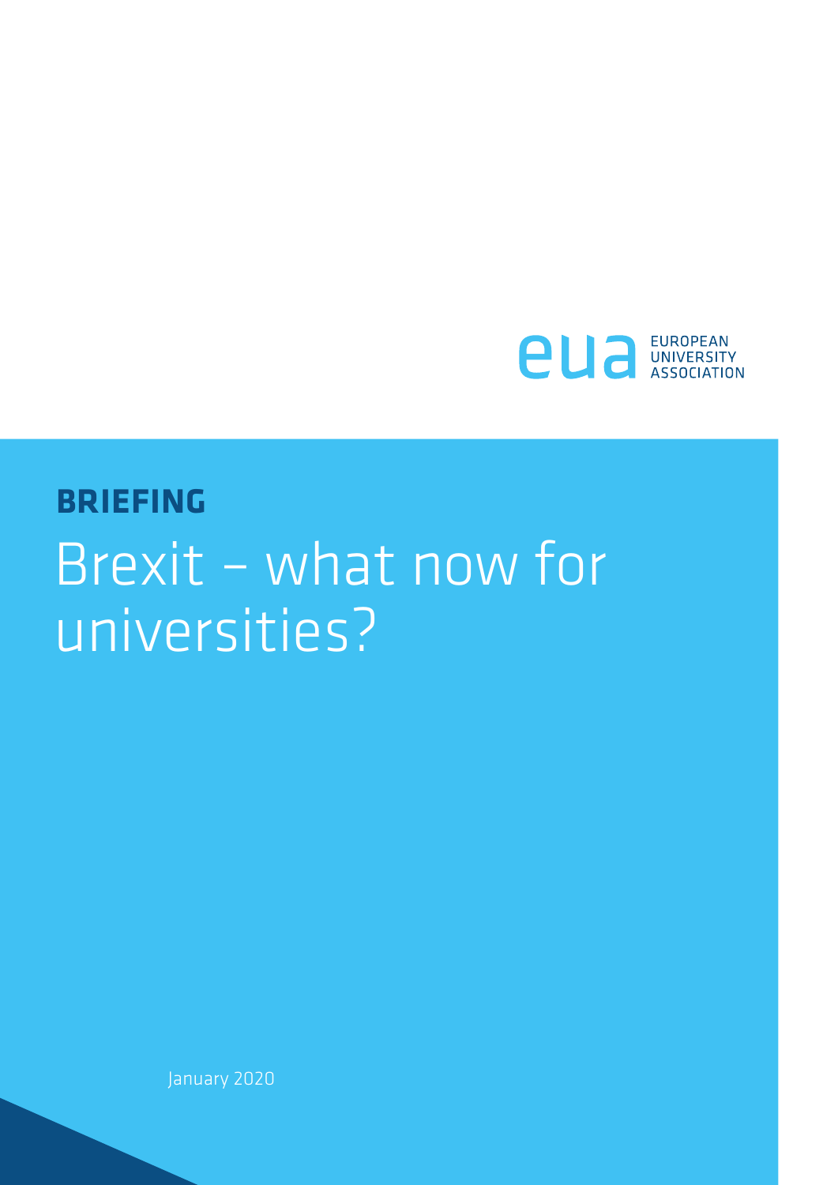EUROPEAN UNIVERSITY ASSOCIATION

**BRIEFING**

# Brexit – what now for universities?

January 2020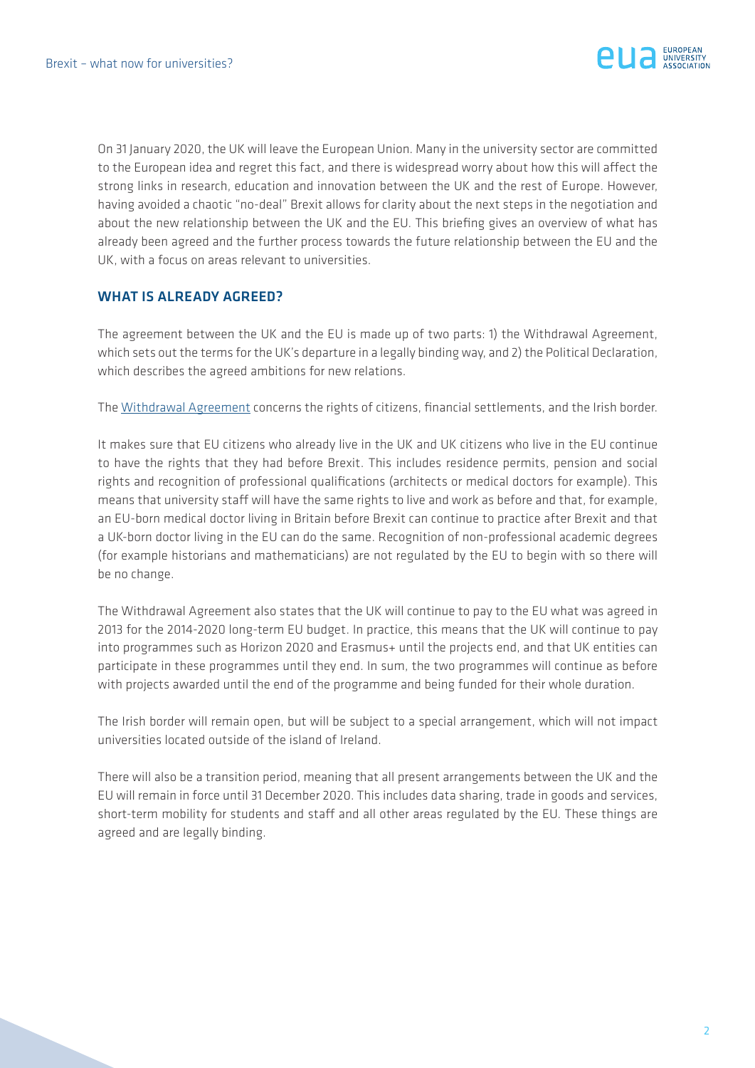On 31 January 2020, the UK will leave the European Union. Many in the university sector are committed to the European idea and regret this fact, and there is widespread worry about how this will affect the strong links in research, education and innovation between the UK and the rest of Europe. However, having avoided a chaotic "no-deal" Brexit allows for clarity about the next steps in the negotiation and about the new relationship between the UK and the EU. This briefing gives an overview of what has already been agreed and the further process towards the future relationship between the EU and the UK, with a focus on areas relevant to universities.

## WHAT IS ALREADY AGREED?

The agreement between the UK and the EU is made up of two parts: 1) the Withdrawal Agreement, which sets out the terms for the UK's departure in a legally binding way, and 2) the Political Declaration, which describes the agreed ambitions for new relations.

The Withdrawal Agreement concerns the rights of citizens, financial settlements, and the Irish border.

It makes sure that EU citizens who already live in the UK and UK citizens who live in the EU continue to have the rights that they had before Brexit. This includes residence permits, pension and social rights and recognition of professional qualifications (architects or medical doctors for example). This means that university staff will have the same rights to live and work as before and that, for example, an EU-born medical doctor living in Britain before Brexit can continue to practice after Brexit and that a UK-born doctor living in the EU can do the same. Recognition of non-professional academic degrees (for example historians and mathematicians) are not regulated by the EU to begin with so there will be no change.

The Withdrawal Agreement also states that the UK will continue to pay to the EU what was agreed in 2013 for the 2014-2020 long-term EU budget. In practice, this means that the UK will continue to pay into programmes such as Horizon 2020 and Erasmus+ until the projects end, and that UK entities can participate in these programmes until they end. In sum, the two programmes will continue as before with projects awarded until the end of the programme and being funded for their whole duration.

The Irish border will remain open, but will be subject to a special arrangement, which will not impact universities located outside of the island of Ireland.

There will also be a transition period, meaning that all present arrangements between the UK and the EU will remain in force until 31 December 2020. This includes data sharing, trade in goods and services, short-term mobility for students and staff and all other areas regulated by the EU. These things are agreed and are legally binding.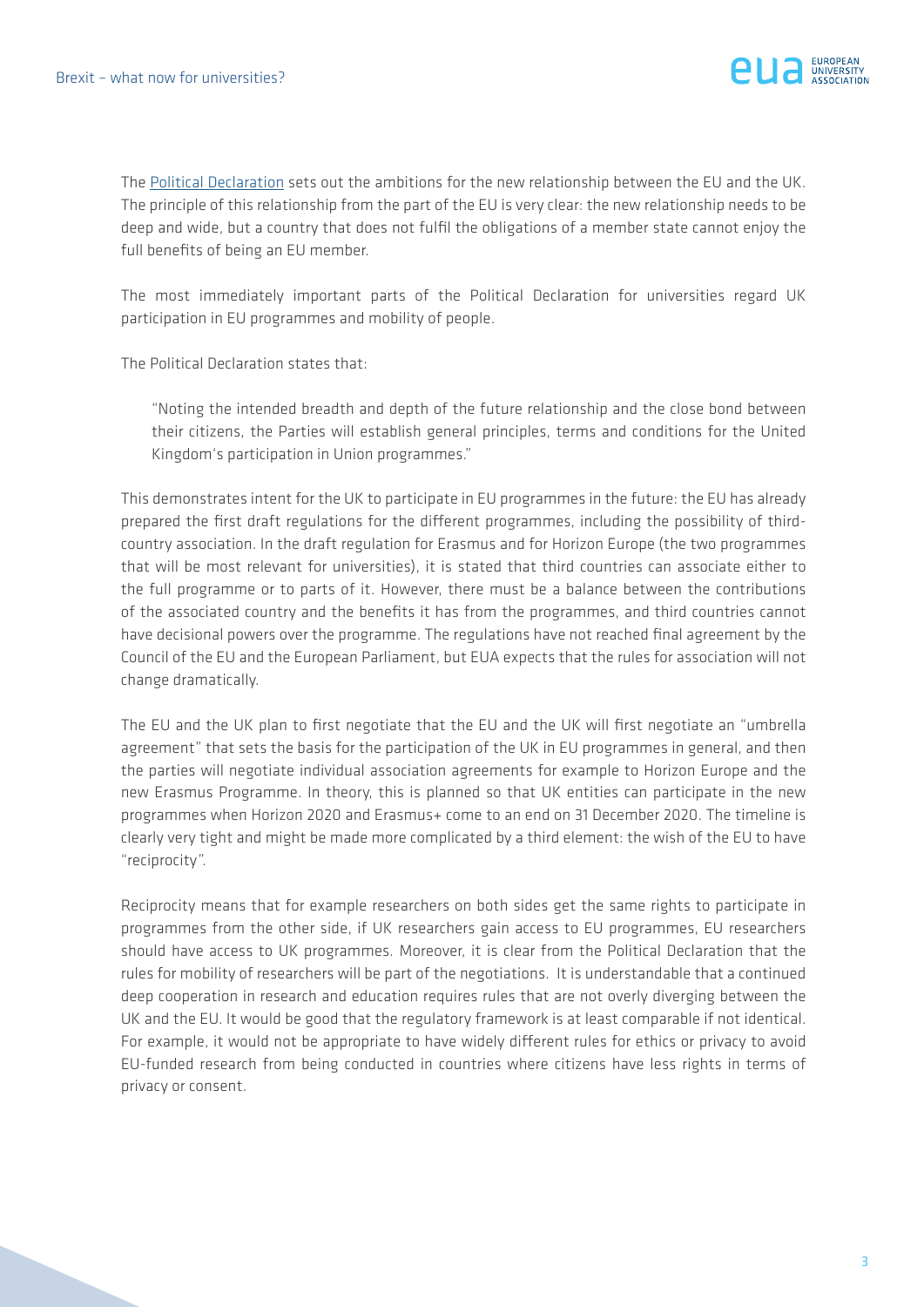The [Political Declaration] sets out the ambitions for the new relationship between the EU and the UK. The principle of this relationship from the part of the EU is very clear: the new relationship needs to be deep and wide, but a country that does not fulfil the obligations of a member state cannot enjoy the full benefits of being an EU member.

The most immediately important parts of the Political Declaration for universities regard UK participation in EU programmes and mobility of people.

The Political Declaration states that:

> "Noting the intended breadth and depth of the future relationship and the close bond between their citizens, the Parties will establish general principles, terms and conditions for the United Kingdom's participation in Union programmes."

This demonstrates intent for the UK to participate in EU programmes in the future: the EU has already prepared the first draft regulations for the different programmes, including the possibility of third-country association. In the draft regulation for Erasmus and for Horizon Europe (the two programmes that will be most relevant for universities), it is stated that third countries can associate either to the full programme or to parts of it. However, there must be a balance between the contributions of the associated country and the benefits it has from the programmes, and third countries cannot have decisional powers over the programme. The regulations have not reached final agreement by the Council of the EU and the European Parliament, but EUA expects that the rules for association will not change dramatically.

The EU and the UK plan to first negotiate that the EU and the UK will first negotiate an "umbrella agreement" that sets the basis for the participation of the UK in EU programmes in general, and then the parties will negotiate individual association agreements for example to Horizon Europe and the new Erasmus Programme. In theory, this is planned so that UK entities can participate in the new programmes when Horizon 2020 and Erasmus+ come to an end on 31 December 2020. The timeline is clearly very tight and might be made more complicated by a third element: the wish of the EU to have "reciprocity".

Reciprocity means that for example researchers on both sides get the same rights to participate in programmes from the other side, if UK researchers gain access to EU programmes, EU researchers should have access to UK programmes. Moreover, it is clear from the Political Declaration that the rules for mobility of researchers will be part of the negotiations. It is understandable that a continued deep cooperation in research and education requires rules that are not overly diverging between the UK and the EU. It would be good that the regulatory framework is at least comparable if not identical. For example, it would not be appropriate to have widely different rules for ethics or privacy to avoid EU-funded research from being conducted in countries where citizens have less rights in terms of privacy or consent.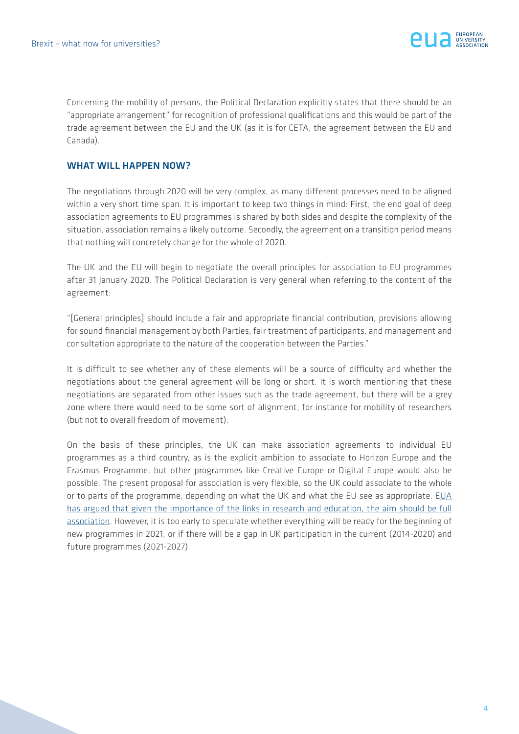Concerning the mobility of persons, the Political Declaration explicitly states that there should be an "appropriate arrangement" for recognition of professional qualifications and this would be part of the trade agreement between the EU and the UK (as it is for CETA, the agreement between the EU and Canada).

## WHAT WILL HAPPEN NOW?

The negotiations through 2020 will be very complex, as many different processes need to be aligned within a very short time span. It is important to keep two things in mind: First, the end goal of deep association agreements to EU programmes is shared by both sides and despite the complexity of the situation, association remains a likely outcome. Secondly, the agreement on a transition period means that nothing will concretely change for the whole of 2020.

The UK and the EU will begin to negotiate the overall principles for association to EU programmes after 31 January 2020. The Political Declaration is very general when referring to the content of the agreement:

"[General principles] should include a fair and appropriate financial contribution, provisions allowing for sound financial management by both Parties, fair treatment of participants, and management and consultation appropriate to the nature of the cooperation between the Parties."

It is difficult to see whether any of these elements will be a source of difficulty and whether the negotiations about the general agreement will be long or short. It is worth mentioning that these negotiations are separated from other issues such as the trade agreement, but there will be a grey zone where there would need to be some sort of alignment, for instance for mobility of researchers (but not to overall freedom of movement).

On the basis of these principles, the UK can make association agreements to individual EU programmes as a third country, as is the explicit ambition to associate to Horizon Europe and the Erasmus Programme, but other programmes like Creative Europe or Digital Europe would also be possible. The present proposal for association is very flexible, so the UK could associate to the whole or to parts of the programme, depending on what the UK and what the EU see as appropriate. EUA has argued that given the importance of the links in research and education, the aim should be full association. However, it is too early to speculate whether everything will be ready for the beginning of new programmes in 2021, or if there will be a gap in UK participation in the current (2014-2020) and future programmes (2021-2027).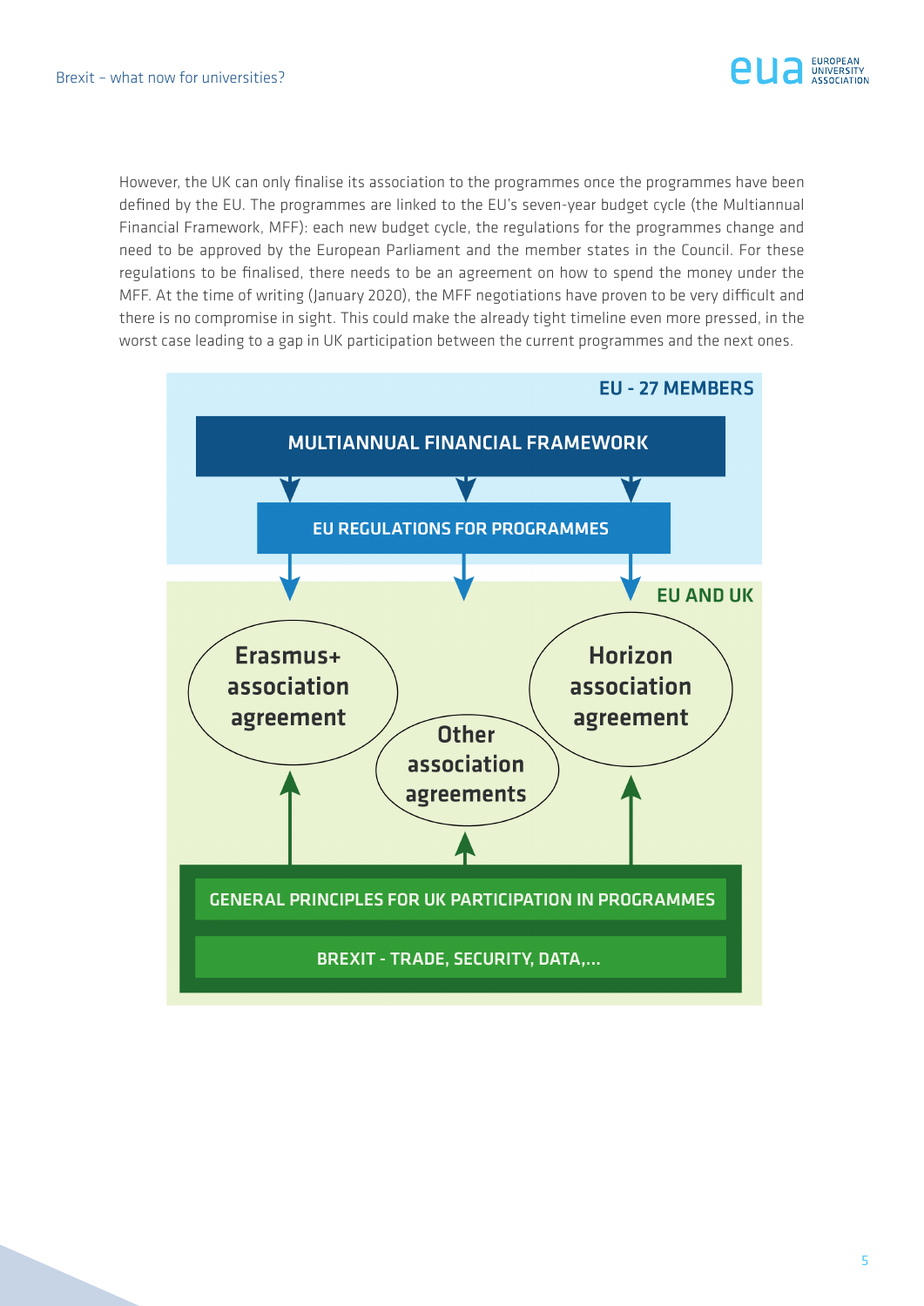However, the UK can only finalise its association to the programmes once the programmes have been defined by the EU. The programmes are linked to the EU's seven-year budget cycle (the Multiannual Financial Framework, MFF): each new budget cycle, the regulations for the programmes change and need to be approved by the European Parliament and the member states in the Council. For these regulations to be finalised, there needs to be an agreement on how to spend the money under the MFF. At the time of writing (January 2020), the MFF negotiations have proven to be very difficult and there is no compromise in sight. This could make the already tight timeline even more pressed, in the worst case leading to a gap in UK participation between the current programmes and the next ones.

EU - 27 MEMBERS

MULTIANNUAL FINANCIAL FRAMEWORK

EU REGULATIONS FOR PROGRAMMES

EU AND UK

Erasmus+ association agreement

Other association agreements

Horizon association agreement

GENERAL PRINCIPLES FOR UK PARTICIPATION IN PROGRAMMES

BREXIT - TRADE, SECURITY, DATA,...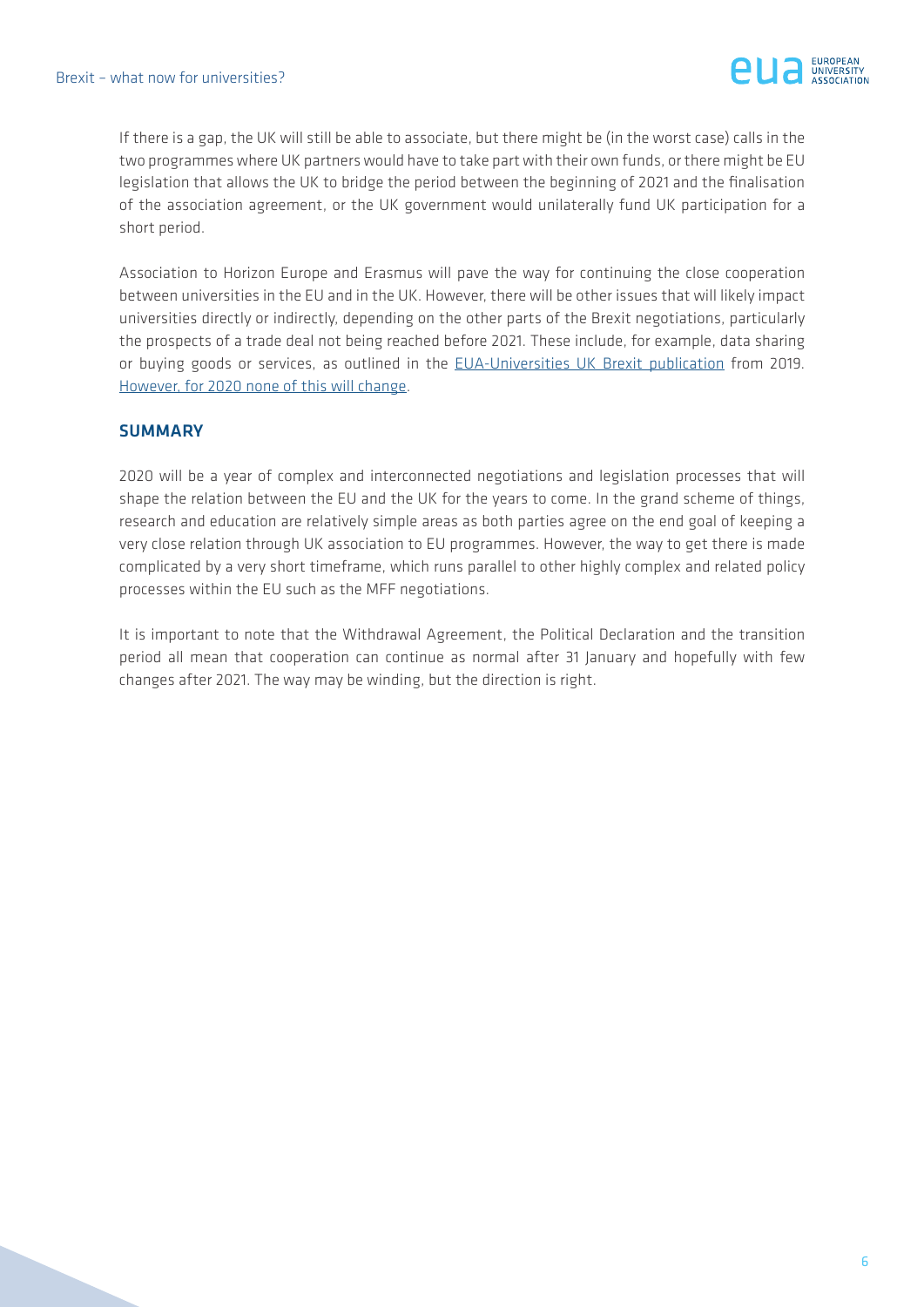If there is a gap, the UK will still be able to associate, but there might be (in the worst case) calls in the two programmes where UK partners would have to take part with their own funds, or there might be EU legislation that allows the UK to bridge the period between the beginning of 2021 and the finalisation of the association agreement, or the UK government would unilaterally fund UK participation for a short period.

Association to Horizon Europe and Erasmus will pave the way for continuing the close cooperation between universities in the EU and in the UK. However, there will be other issues that will likely impact universities directly or indirectly, depending on the other parts of the Brexit negotiations, particularly the prospects of a trade deal not being reached before 2021. These include, for example, data sharing or buying goods or services, as outlined in the EUA-Universities UK Brexit publication from 2019. However, for 2020 none of this will change.

## SUMMARY

2020 will be a year of complex and interconnected negotiations and legislation processes that will shape the relation between the EU and the UK for the years to come. In the grand scheme of things, research and education are relatively simple areas as both parties agree on the end goal of keeping a very close relation through UK association to EU programmes. However, the way to get there is made complicated by a very short timeframe, which runs parallel to other highly complex and related policy processes within the EU such as the MFF negotiations.

It is important to note that the Withdrawal Agreement, the Political Declaration and the transition period all mean that cooperation can continue as normal after 31 January and hopefully with few changes after 2021. The way may be winding, but the direction is right.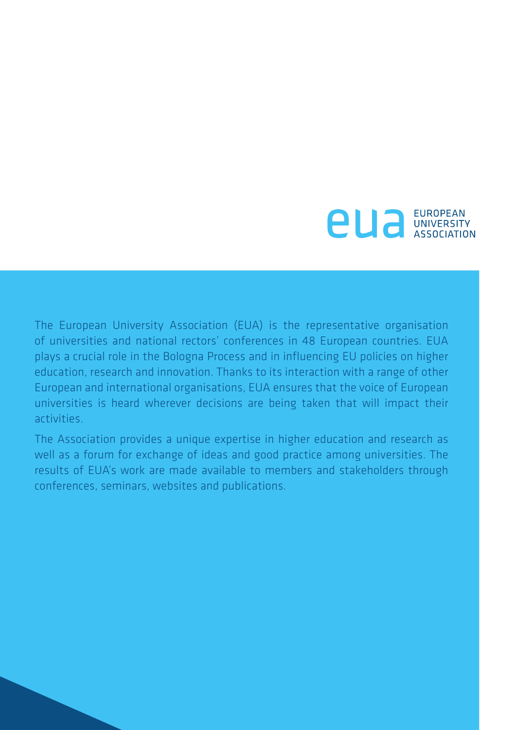EUROPEAN UNIVERSITY ASSOCIATION

The European University Association (EUA) is the representative organisation of universities and national rectors' conferences in 48 European countries. EUA plays a crucial role in the Bologna Process and in influencing EU policies on higher education, research and innovation. Thanks to its interaction with a range of other European and international organisations, EUA ensures that the voice of European universities is heard wherever decisions are being taken that will impact their activities.

The Association provides a unique expertise in higher education and research as well as a forum for exchange of ideas and good practice among universities. The results of EUA's work are made available to members and stakeholders through conferences, seminars, websites and publications.